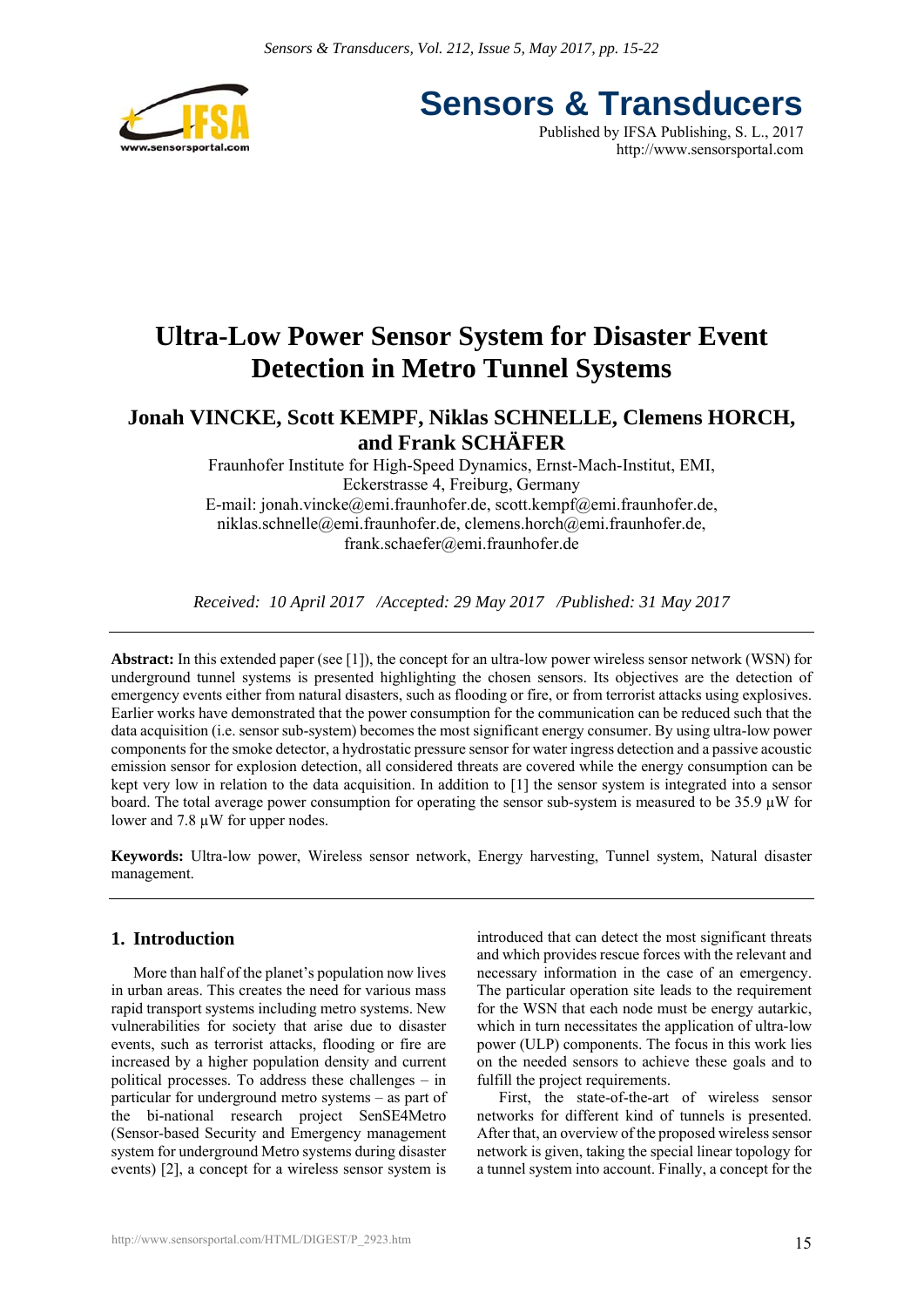# Ultra-Low Power Sensor System for Disaster Event Detection in Metro Tunnel Systems

**Jonah VINCKE, Scott KEMPF, Niklas SCHNELLE, Clemens HORCH, and Frank SCHÄFER**

Fraunhofer Institute for High-Speed Dynamics, Ernst-Mach-Institut, EMI, Eckerstrasse 4, Freiburg, Germany

E-mail: jonah.vincke@emi.fraunhofer.de, scott.kempf@emi.fraunhofer.de, niklas.schnelle@emi.fraunhofer.de, clemens.horch@emi.fraunhofer.de, frank.schaefer@emi.fraunhofer.de

*Received: 10 April 2017 /Accepted: 29 May 2017 /Published: 31 May 2017*

---

**Abstract:** In this extended paper (see [1]), the concept for an ultra-low power wireless sensor network (WSN) for underground tunnel systems is presented highlighting the chosen sensors. Its objectives are the detection of emergency events either from natural disasters, such as flooding or fire, or from terrorist attacks using explosives. Earlier works have demonstrated that the power consumption for the communication can be reduced such that the data acquisition (i.e. sensor sub-system) becomes the most significant energy consumer. By using ultra-low power components for the smoke detector, a hydrostatic pressure sensor for water ingress detection and a passive acoustic emission sensor for explosion detection, all considered threats are covered while the energy consumption can be kept very low in relation to the data acquisition. In addition to [1] the sensor system is integrated into a sensor board. The total average power consumption for operating the sensor sub-system is measured to be 35.9 µW for lower and 7.8 µW for upper nodes.

**Keywords:** Ultra-low power, Wireless sensor network, Energy harvesting, Tunnel system, Natural disaster management.

---

## 1. Introduction

More than half of the planet's population now lives in urban areas. This creates the need for various mass rapid transport systems including metro systems. New vulnerabilities for society that arise due to disaster events, such as terrorist attacks, flooding or fire are increased by a higher population density and current political processes. To address these challenges – in particular for underground metro systems – as part of the bi-national research project SenSE4Metro (Sensor-based Security and Emergency management system for underground Metro systems during disaster events) [2], a concept for a wireless sensor system is introduced that can detect the most significant threats and which provides rescue forces with the relevant and necessary information in the case of an emergency. The particular operation site leads to the requirement for the WSN that each node must be energy autarkic, which in turn necessitates the application of ultra-low power (ULP) components. The focus in this work lies on the needed sensors to achieve these goals and to fulfill the project requirements.

First, the state-of-the-art of wireless sensor networks for different kind of tunnels is presented. After that, an overview of the proposed wireless sensor network is given, taking the special linear topology for a tunnel system into account. Finally, a concept for the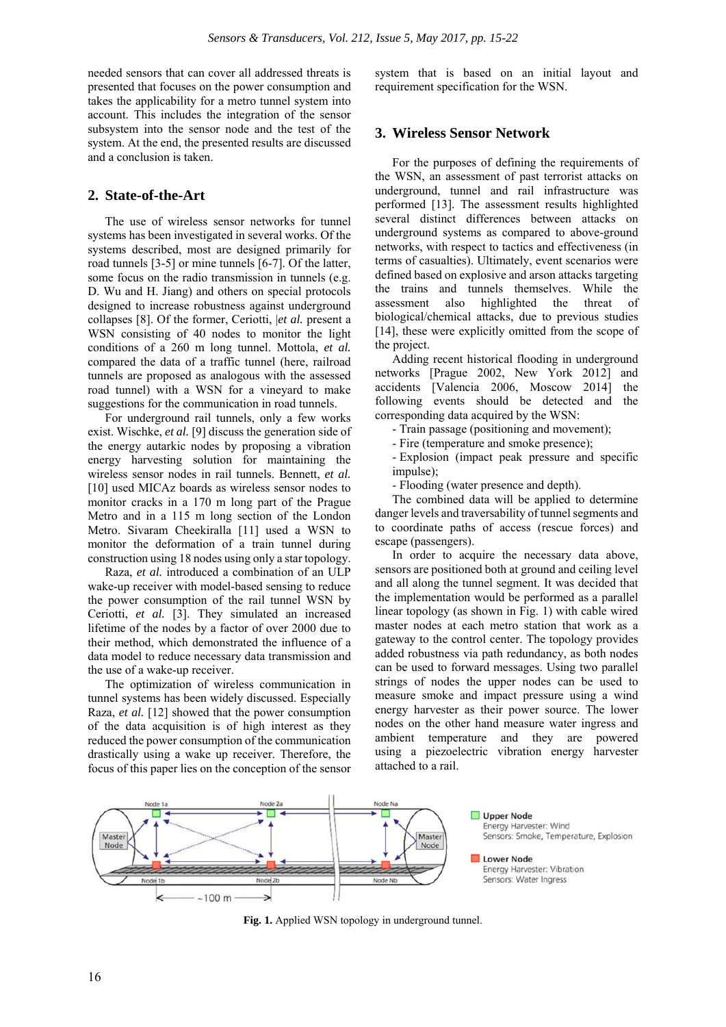needed sensors that can cover all addressed threats is presented that focuses on the power consumption and takes the applicability for a metro tunnel system into account. This includes the integration of the sensor subsystem into the sensor node and the test of the system. At the end, the presented results are discussed and a conclusion is taken.

## 2. State-of-the-Art

The use of wireless sensor networks for tunnel systems has been investigated in several works. Of the systems described, most are designed primarily for road tunnels [3-5] or mine tunnels [6-7]. Of the latter, some focus on the radio transmission in tunnels (e.g. D. Wu and H. Jiang) and others on special protocols designed to increase robustness against underground collapses [8]. Of the former, Ceriotti, |*et al.* present a WSN consisting of 40 nodes to monitor the light conditions of a 260 m long tunnel. Mottola, *et al.* compared the data of a traffic tunnel (here, railroad tunnels are proposed as analogous with the assessed road tunnel) with a WSN for a vineyard to make suggestions for the communication in road tunnels.

For underground rail tunnels, only a few works exist. Wischke, *et al.* [9] discuss the generation side of the energy autarkic nodes by proposing a vibration energy harvesting solution for maintaining the wireless sensor nodes in rail tunnels. Bennett, *et al.* [10] used MICAz boards as wireless sensor nodes to monitor cracks in a 170 m long part of the Prague Metro and in a 115 m long section of the London Metro. Sivaram Cheekiralla [11] used a WSN to monitor the deformation of a train tunnel during construction using 18 nodes using only a star topology.

Raza, *et al.* introduced a combination of an ULP wake-up receiver with model-based sensing to reduce the power consumption of the rail tunnel WSN by Ceriotti, *et al.* [3]. They simulated an increased lifetime of the nodes by a factor of over 2000 due to their method, which demonstrated the influence of a data model to reduce necessary data transmission and the use of a wake-up receiver.

The optimization of wireless communication in tunnel systems has been widely discussed. Especially Raza, *et al.* [12] showed that the power consumption of the data acquisition is of high interest as they reduced the power consumption of the communication drastically using a wake up receiver. Therefore, the focus of this paper lies on the conception of the sensor system that is based on an initial layout and requirement specification for the WSN.

## 3. Wireless Sensor Network

For the purposes of defining the requirements of the WSN, an assessment of past terrorist attacks on underground, tunnel and rail infrastructure was performed [13]. The assessment results highlighted several distinct differences between attacks on underground systems as compared to above-ground networks, with respect to tactics and effectiveness (in terms of casualties). Ultimately, event scenarios were defined based on explosive and arson attacks targeting the trains and tunnels themselves. While the assessment also highlighted the threat of biological/chemical attacks, due to previous studies [14], these were explicitly omitted from the scope of the project.

Adding recent historical flooding in underground networks [Prague 2002, New York 2012] and accidents [Valencia 2006, Moscow 2014] the following events should be detected and the corresponding data acquired by the WSN:

- Train passage (positioning and movement);
- Fire (temperature and smoke presence);
- Explosion (impact peak pressure and specific impulse);
- Flooding (water presence and depth).

The combined data will be applied to determine danger levels and traversability of tunnel segments and to coordinate paths of access (rescue forces) and escape (passengers).

In order to acquire the necessary data above, sensors are positioned both at ground and ceiling level and all along the tunnel segment. It was decided that the implementation would be performed as a parallel linear topology (as shown in Fig. 1) with cable wired master nodes at each metro station that work as a gateway to the control center. The topology provides added robustness via path redundancy, as both nodes can be used to forward messages. Using two parallel strings of nodes the upper nodes can be used to measure smoke and impact pressure using a wind energy harvester as their power source. The lower nodes on the other hand measure water ingress and ambient temperature and they are powered using a piezoelectric vibration energy harvester attached to a rail.

**Fig. 1.** Applied WSN topology in underground tunnel.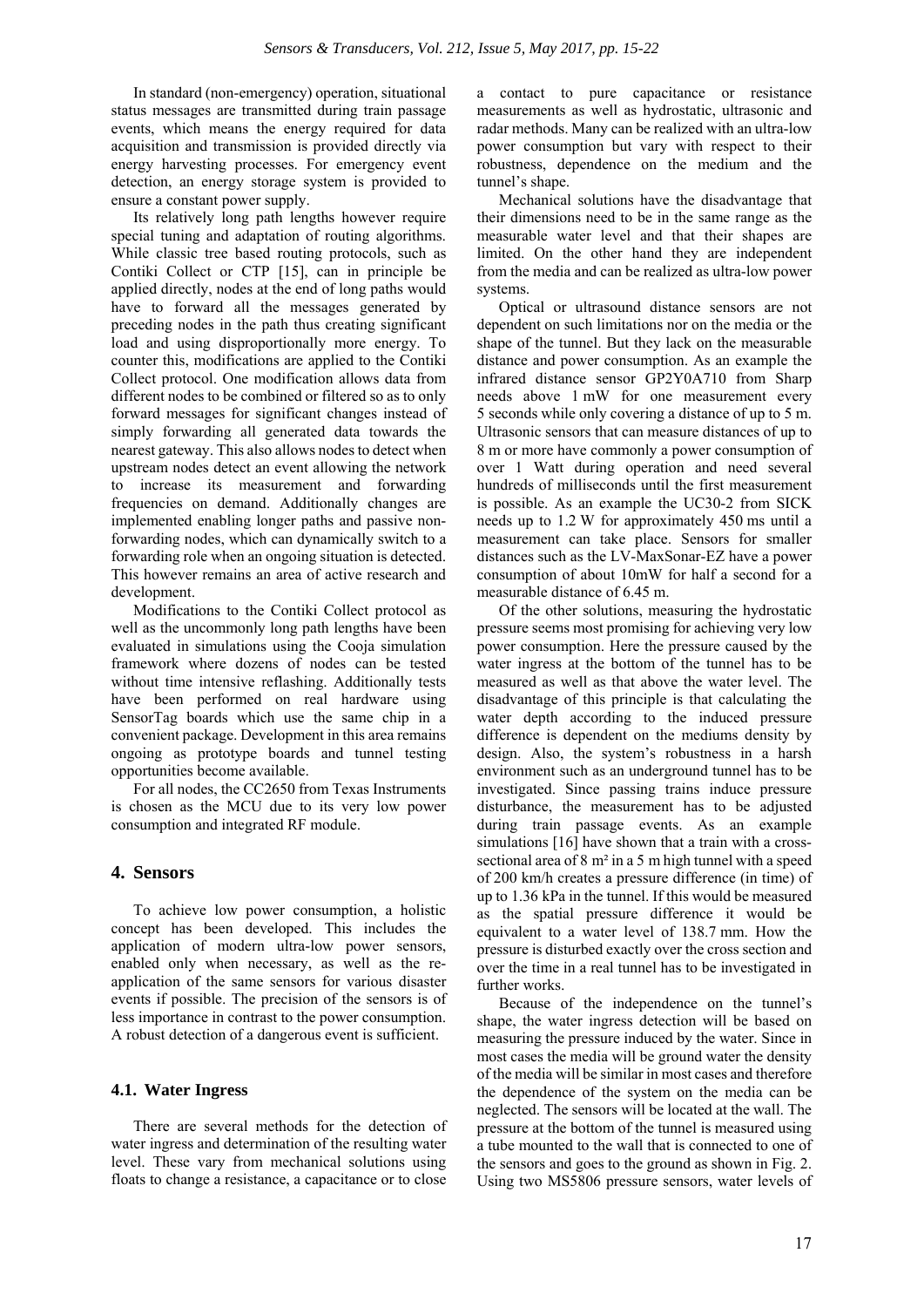In standard (non-emergency) operation, situational status messages are transmitted during train passage events, which means the energy required for data acquisition and transmission is provided directly via energy harvesting processes. For emergency event detection, an energy storage system is provided to ensure a constant power supply.

Its relatively long path lengths however require special tuning and adaptation of routing algorithms. While classic tree based routing protocols, such as Contiki Collect or CTP [15], can in principle be applied directly, nodes at the end of long paths would have to forward all the messages generated by preceding nodes in the path thus creating significant load and using disproportionally more energy. To counter this, modifications are applied to the Contiki Collect protocol. One modification allows data from different nodes to be combined or filtered so as to only forward messages for significant changes instead of simply forwarding all generated data towards the nearest gateway. This also allows nodes to detect when upstream nodes detect an event allowing the network to increase its measurement and forwarding frequencies on demand. Additionally changes are implemented enabling longer paths and passive non-forwarding nodes, which can dynamically switch to a forwarding role when an ongoing situation is detected. This however remains an area of active research and development.

Modifications to the Contiki Collect protocol as well as the uncommonly long path lengths have been evaluated in simulations using the Cooja simulation framework where dozens of nodes can be tested without time intensive reflashing. Additionally tests have been performed on real hardware using SensorTag boards which use the same chip in a convenient package. Development in this area remains ongoing as prototype boards and tunnel testing opportunities become available.

For all nodes, the CC2650 from Texas Instruments is chosen as the MCU due to its very low power consumption and integrated RF module.

## 4. Sensors

To achieve low power consumption, a holistic concept has been developed. This includes the application of modern ultra-low power sensors, enabled only when necessary, as well as the re-application of the same sensors for various disaster events if possible. The precision of the sensors is of less importance in contrast to the power consumption. A robust detection of a dangerous event is sufficient.

### 4.1. Water Ingress

There are several methods for the detection of water ingress and determination of the resulting water level. These vary from mechanical solutions using floats to change a resistance, a capacitance or to close a contact to pure capacitance or resistance measurements as well as hydrostatic, ultrasonic and radar methods. Many can be realized with an ultra-low power consumption but vary with respect to their robustness, dependence on the medium and the tunnel's shape.

Mechanical solutions have the disadvantage that their dimensions need to be in the same range as the measurable water level and that their shapes are limited. On the other hand they are independent from the media and can be realized as ultra-low power systems.

Optical or ultrasound distance sensors are not dependent on such limitations nor on the media or the shape of the tunnel. But they lack on the measurable distance and power consumption. As an example the infrared distance sensor GP2Y0A710 from Sharp needs above 1 mW for one measurement every 5 seconds while only covering a distance of up to 5 m. Ultrasonic sensors that can measure distances of up to 8 m or more have commonly a power consumption of over 1 Watt during operation and need several hundreds of milliseconds until the first measurement is possible. As an example the UC30-2 from SICK needs up to 1.2 W for approximately 450 ms until a measurement can take place. Sensors for smaller distances such as the LV-MaxSonar-EZ have a power consumption of about 10mW for half a second for a measurable distance of 6.45 m.

Of the other solutions, measuring the hydrostatic pressure seems most promising for achieving very low power consumption. Here the pressure caused by the water ingress at the bottom of the tunnel has to be measured as well as that above the water level. The disadvantage of this principle is that calculating the water depth according to the induced pressure difference is dependent on the mediums density by design. Also, the system's robustness in a harsh environment such as an underground tunnel has to be investigated. Since passing trains induce pressure disturbance, the measurement has to be adjusted during train passage events. As an example simulations [16] have shown that a train with a cross-sectional area of 8 m² in a 5 m high tunnel with a speed of 200 km/h creates a pressure difference (in time) of up to 1.36 kPa in the tunnel. If this would be measured as the spatial pressure difference it would be equivalent to a water level of 138.7 mm. How the pressure is disturbed exactly over the cross section and over the time in a real tunnel has to be investigated in further works.

Because of the independence on the tunnel's shape, the water ingress detection will be based on measuring the pressure induced by the water. Since in most cases the media will be ground water the density of the media will be similar in most cases and therefore the dependence of the system on the media can be neglected. The sensors will be located at the wall. The pressure at the bottom of the tunnel is measured using a tube mounted to the wall that is connected to one of the sensors and goes to the ground as shown in Fig. 2. Using two MS5806 pressure sensors, water levels of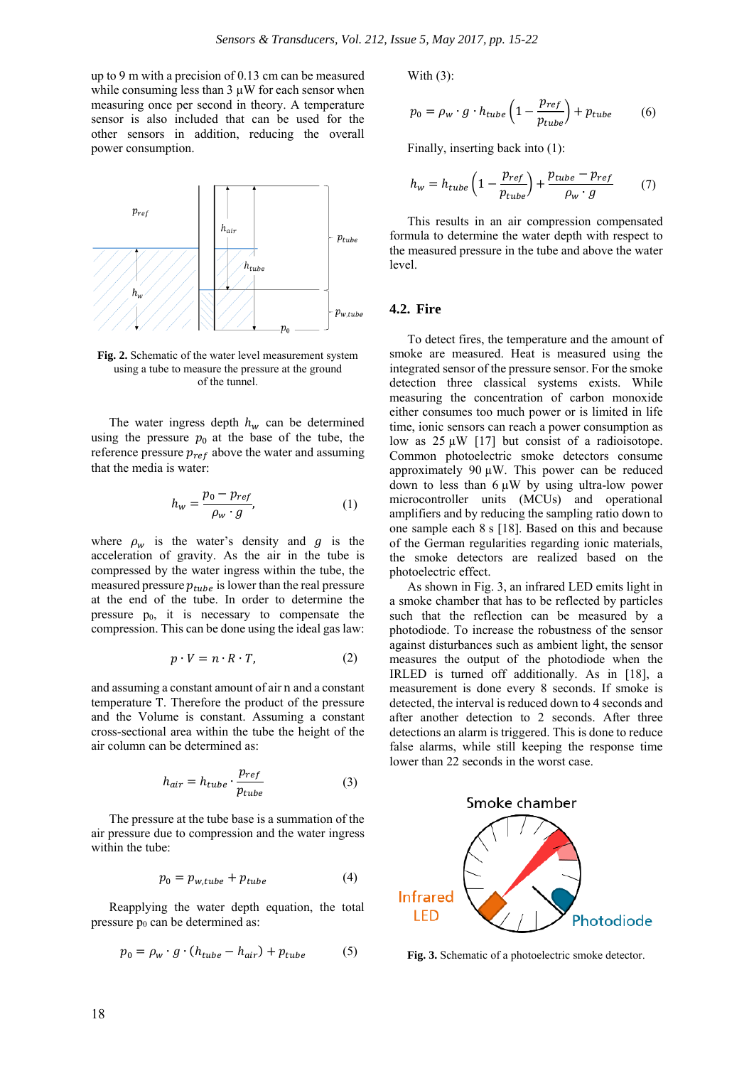up to 9 m with a precision of 0.13 cm can be measured while consuming less than 3 µW for each sensor when measuring once per second in theory. A temperature sensor is also included that can be used for the other sensors in addition, reducing the overall power consumption.

**Fig. 2.** Schematic of the water level measurement system using a tube to measure the pressure at the ground of the tunnel.

The water ingress depth $h_w$ can be determined using the pressure $p_0$ at the base of the tube, the reference pressure $p_{ref}$ above the water and assuming that the media is water:

$$h_w = \frac{p_0 - p_{ref}}{\rho_w \cdot g}, \tag{1}$$

where $\rho_w$ is the water's density and $g$ is the acceleration of gravity. As the air in the tube is compressed by the water ingress within the tube, the measured pressure $p_{tube}$ is lower than the real pressure at the end of the tube. In order to determine the pressure $p_0$, it is necessary to compensate the compression. This can be done using the ideal gas law:

$$p \cdot V = n \cdot R \cdot T, \tag{2}$$

and assuming a constant amount of air n and a constant temperature T. Therefore the product of the pressure and the Volume is constant. Assuming a constant cross-sectional area within the tube the height of the air column can be determined as:

$$h_{air} = h_{tube} \cdot \frac{p_{ref}}{p_{tube}} \tag{3}$$

The pressure at the tube base is a summation of the air pressure due to compression and the water ingress within the tube:

$$p_0 = p_{w,tube} + p_{tube} \tag{4}$$

Reapplying the water depth equation, the total pressure $p_0$ can be determined as:

$$p_0 = \rho_w \cdot g \cdot (h_{tube} - h_{air}) + p_{tube} \tag{5}$$

With (3):

$$p_0 = \rho_w \cdot g \cdot h_{tube} \left(1 - \frac{p_{ref}}{p_{tube}}\right) + p_{tube} \tag{6}$$

Finally, inserting back into (1):

$$h_w = h_{tube} \left(1 - \frac{p_{ref}}{p_{tube}}\right) + \frac{p_{tube} - p_{ref}}{\rho_w \cdot g} \tag{7}$$

This results in an air compression compensated formula to determine the water depth with respect to the measured pressure in the tube and above the water level.

### 4.2. Fire

To detect fires, the temperature and the amount of smoke are measured. Heat is measured using the integrated sensor of the pressure sensor. For the smoke detection three classical systems exists. While measuring the concentration of carbon monoxide either consumes too much power or is limited in life time, ionic sensors can reach a power consumption as low as 25 µW [17] but consist of a radioisotope. Common photoelectric smoke detectors consume approximately 90 µW. This power can be reduced down to less than 6 µW by using ultra-low power microcontroller units (MCUs) and operational amplifiers and by reducing the sampling ratio down to one sample each 8 s [18]. Based on this and because of the German regularities regarding ionic materials, the smoke detectors are realized based on the photoelectric effect.

As shown in Fig. 3, an infrared LED emits light in a smoke chamber that has to be reflected by particles such that the reflection can be measured by a photodiode. To increase the robustness of the sensor against disturbances such as ambient light, the sensor measures the output of the photodiode when the IRLED is turned off additionally. As in [18], a measurement is done every 8 seconds. If smoke is detected, the interval is reduced down to 4 seconds and after another detection to 2 seconds. After three detections an alarm is triggered. This is done to reduce false alarms, while still keeping the response time lower than 22 seconds in the worst case.

**Fig. 3.** Schematic of a photoelectric smoke detector.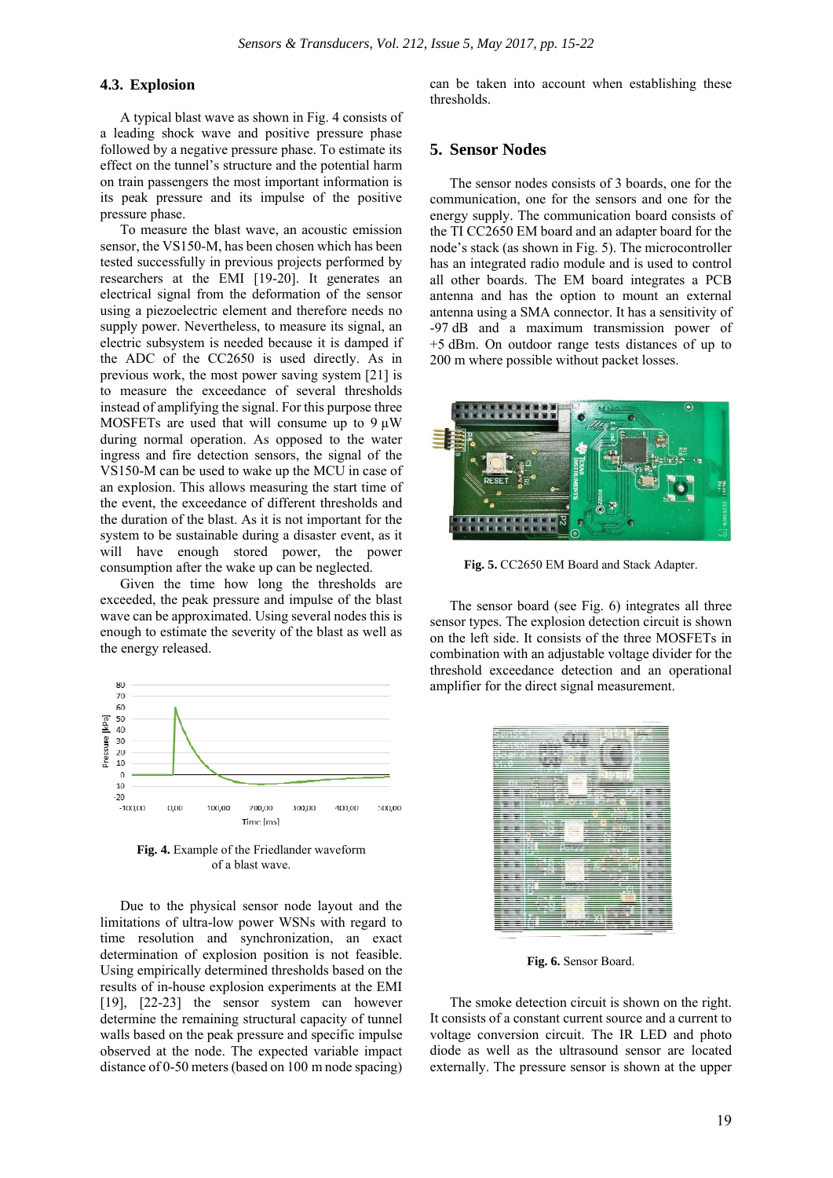### 4.3. Explosion

A typical blast wave as shown in Fig. 4 consists of a leading shock wave and positive pressure phase followed by a negative pressure phase. To estimate its effect on the tunnel's structure and the potential harm on train passengers the most important information is its peak pressure and its impulse of the positive pressure phase.

To measure the blast wave, an acoustic emission sensor, the VS150-M, has been chosen which has been tested successfully in previous projects performed by researchers at the EMI [19-20]. It generates an electrical signal from the deformation of the sensor using a piezoelectric element and therefore needs no supply power. Nevertheless, to measure its signal, an electric subsystem is needed because it is damped if the ADC of the CC2650 is used directly. As in previous work, the most power saving system [21] is to measure the exceedance of several thresholds instead of amplifying the signal. For this purpose three MOSFETs are used that will consume up to 9 µW during normal operation. As opposed to the water ingress and fire detection sensors, the signal of the VS150-M can be used to wake up the MCU in case of an explosion. This allows measuring the start time of the event, the exceedance of different thresholds and the duration of the blast. As it is not important for the system to be sustainable during a disaster event, as it will have enough stored power, the power consumption after the wake up can be neglected.

Given the time how long the thresholds are exceeded, the peak pressure and impulse of the blast wave can be approximated. Using several nodes this is enough to estimate the severity of the blast as well as the energy released.

**Fig. 4.** Example of the Friedlander waveform of a blast wave.

Due to the physical sensor node layout and the limitations of ultra-low power WSNs with regard to time resolution and synchronization, an exact determination of explosion position is not feasible. Using empirically determined thresholds based on the results of in-house explosion experiments at the EMI [19], [22-23] the sensor system can however determine the remaining structural capacity of tunnel walls based on the peak pressure and specific impulse observed at the node. The expected variable impact distance of 0-50 meters (based on 100 m node spacing) can be taken into account when establishing these thresholds.

## 5. Sensor Nodes

The sensor nodes consists of 3 boards, one for the communication, one for the sensors and one for the energy supply. The communication board consists of the TI CC2650 EM board and an adapter board for the node's stack (as shown in Fig. 5). The microcontroller has an integrated radio module and is used to control all other boards. The EM board integrates a PCB antenna and has the option to mount an external antenna using a SMA connector. It has a sensitivity of -97 dB and a maximum transmission power of +5 dBm. On outdoor range tests distances of up to 200 m where possible without packet losses.

**Fig. 5.** CC2650 EM Board and Stack Adapter.

The sensor board (see Fig. 6) integrates all three sensor types. The explosion detection circuit is shown on the left side. It consists of the three MOSFETs in combination with an adjustable voltage divider for the threshold exceedance detection and an operational amplifier for the direct signal measurement.

**Fig. 6.** Sensor Board.

The smoke detection circuit is shown on the right. It consists of a constant current source and a current to voltage conversion circuit. The IR LED and photo diode as well as the ultrasound sensor are located externally. The pressure sensor is shown at the upper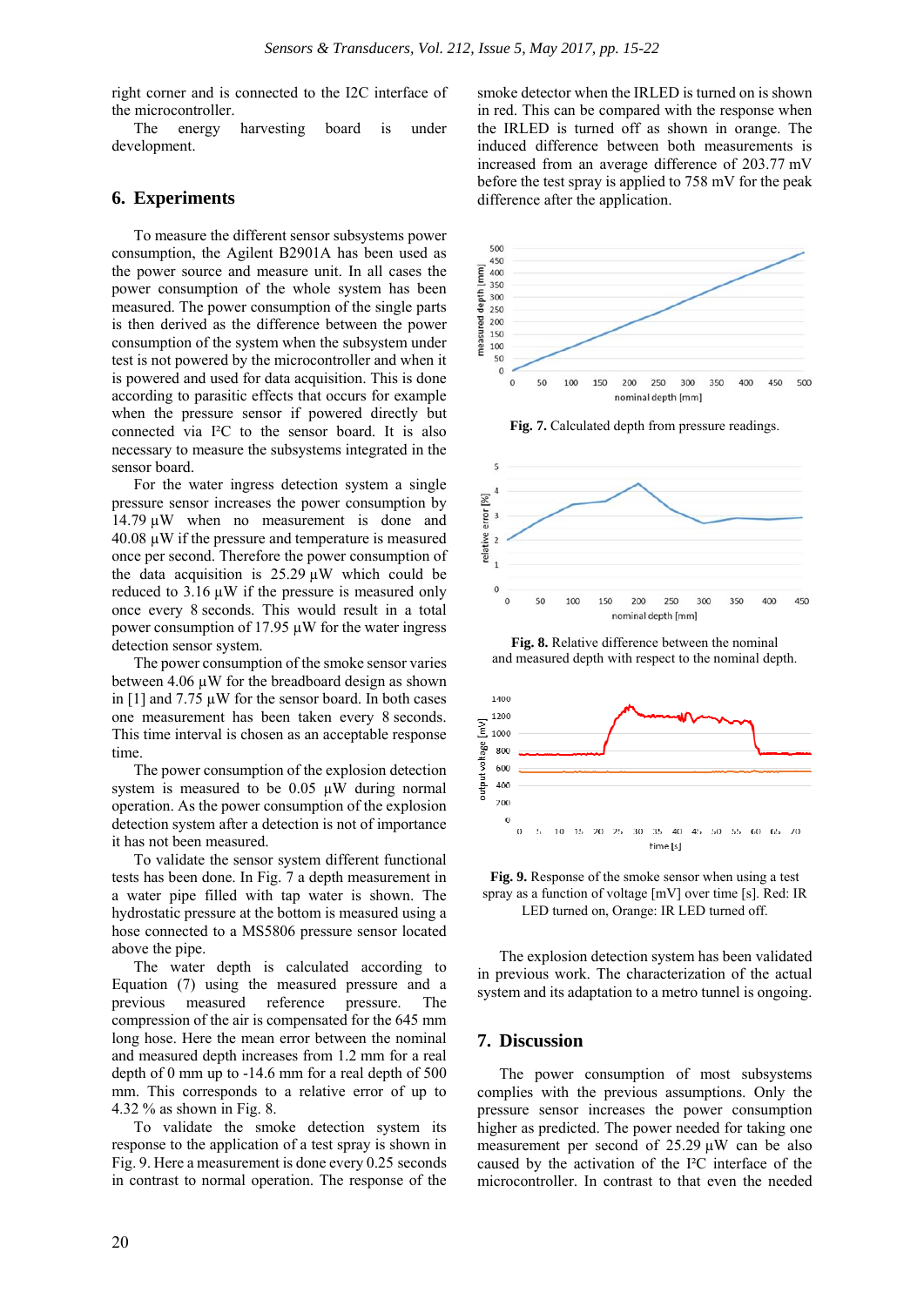right corner and is connected to the I2C interface of the microcontroller.

The energy harvesting board is under development.

## 6. Experiments

To measure the different sensor subsystems power consumption, the Agilent B2901A has been used as the power source and measure unit. In all cases the power consumption of the whole system has been measured. The power consumption of the single parts is then derived as the difference between the power consumption of the system when the subsystem under test is not powered by the microcontroller and when it is powered and used for data acquisition. This is done according to parasitic effects that occurs for example when the pressure sensor if powered directly but connected via I²C to the sensor board. It is also necessary to measure the subsystems integrated in the sensor board.

For the water ingress detection system a single pressure sensor increases the power consumption by 14.79 µW when no measurement is done and 40.08 µW if the pressure and temperature is measured once per second. Therefore the power consumption of the data acquisition is 25.29 µW which could be reduced to 3.16 µW if the pressure is measured only once every 8 seconds. This would result in a total power consumption of 17.95 µW for the water ingress detection sensor system.

The power consumption of the smoke sensor varies between 4.06 µW for the breadboard design as shown in [1] and 7.75 µW for the sensor board. In both cases one measurement has been taken every 8 seconds. This time interval is chosen as an acceptable response time.

The power consumption of the explosion detection system is measured to be 0.05 µW during normal operation. As the power consumption of the explosion detection system after a detection is not of importance it has not been measured.

To validate the sensor system different functional tests has been done. In Fig. 7 a depth measurement in a water pipe filled with tap water is shown. The hydrostatic pressure at the bottom is measured using a hose connected to a MS5806 pressure sensor located above the pipe.

The water depth is calculated according to Equation (7) using the measured pressure and a previous measured reference pressure. The compression of the air is compensated for the 645 mm long hose. Here the mean error between the nominal and measured depth increases from 1.2 mm for a real depth of 0 mm up to -14.6 mm for a real depth of 500 mm. This corresponds to a relative error of up to 4.32 % as shown in Fig. 8.

To validate the smoke detection system its response to the application of a test spray is shown in Fig. 9. Here a measurement is done every 0.25 seconds in contrast to normal operation. The response of the smoke detector when the IRLED is turned on is shown in red. This can be compared with the response when the IRLED is turned off as shown in orange. The induced difference between both measurements is increased from an average difference of 203.77 mV before the test spray is applied to 758 mV for the peak difference after the application.

**Fig. 7.** Calculated depth from pressure readings.

**Fig. 8.** Relative difference between the nominal and measured depth with respect to the nominal depth.

**Fig. 9.** Response of the smoke sensor when using a test spray as a function of voltage [mV] over time [s]. Red: IR LED turned on, Orange: IR LED turned off.

The explosion detection system has been validated in previous work. The characterization of the actual system and its adaptation to a metro tunnel is ongoing.

## 7. Discussion

The power consumption of most subsystems complies with the previous assumptions. Only the pressure sensor increases the power consumption higher as predicted. The power needed for taking one measurement per second of 25.29 µW can be also caused by the activation of the I²C interface of the microcontroller. In contrast to that even the needed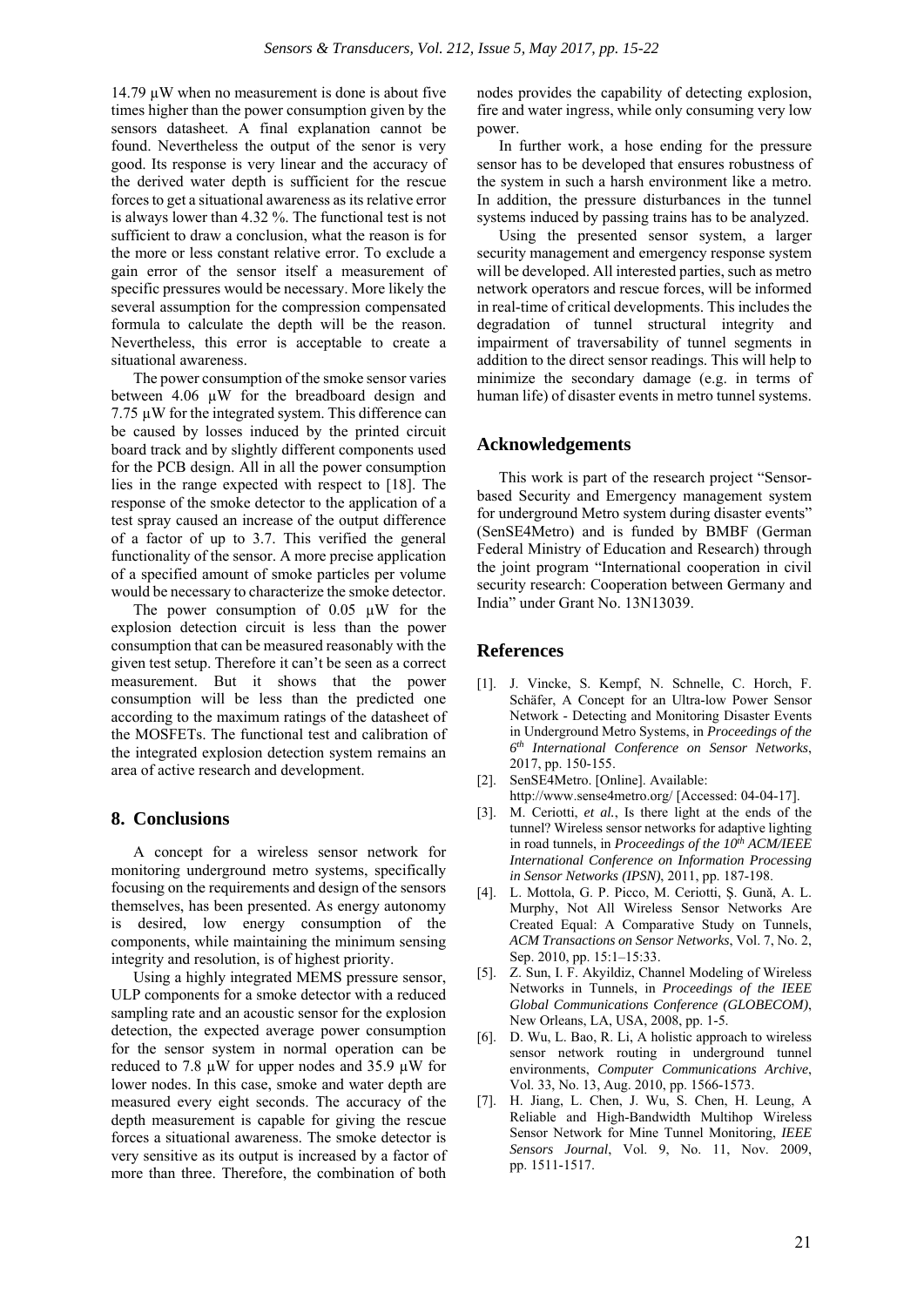14.79 µW when no measurement is done is about five times higher than the power consumption given by the sensors datasheet. A final explanation cannot be found. Nevertheless the output of the senor is very good. Its response is very linear and the accuracy of the derived water depth is sufficient for the rescue forces to get a situational awareness as its relative error is always lower than 4.32 %. The functional test is not sufficient to draw a conclusion, what the reason is for the more or less constant relative error. To exclude a gain error of the sensor itself a measurement of specific pressures would be necessary. More likely the several assumption for the compression compensated formula to calculate the depth will be the reason. Nevertheless, this error is acceptable to create a situational awareness.

The power consumption of the smoke sensor varies between 4.06 µW for the breadboard design and 7.75 µW for the integrated system. This difference can be caused by losses induced by the printed circuit board track and by slightly different components used for the PCB design. All in all the power consumption lies in the range expected with respect to [18]. The response of the smoke detector to the application of a test spray caused an increase of the output difference of a factor of up to 3.7. This verified the general functionality of the sensor. A more precise application of a specified amount of smoke particles per volume would be necessary to characterize the smoke detector.

The power consumption of 0.05 µW for the explosion detection circuit is less than the power consumption that can be measured reasonably with the given test setup. Therefore it can't be seen as a correct measurement. But it shows that the power consumption will be less than the predicted one according to the maximum ratings of the datasheet of the MOSFETs. The functional test and calibration of the integrated explosion detection system remains an area of active research and development.

## 8. Conclusions

A concept for a wireless sensor network for monitoring underground metro systems, specifically focusing on the requirements and design of the sensors themselves, has been presented. As energy autonomy is desired, low energy consumption of the components, while maintaining the minimum sensing integrity and resolution, is of highest priority.

Using a highly integrated MEMS pressure sensor, ULP components for a smoke detector with a reduced sampling rate and an acoustic sensor for the explosion detection, the expected average power consumption for the sensor system in normal operation can be reduced to 7.8 µW for upper nodes and 35.9 µW for lower nodes. In this case, smoke and water depth are measured every eight seconds. The accuracy of the depth measurement is capable for giving the rescue forces a situational awareness. The smoke detector is very sensitive as its output is increased by a factor of more than three. Therefore, the combination of both nodes provides the capability of detecting explosion, fire and water ingress, while only consuming very low power.

In further work, a hose ending for the pressure sensor has to be developed that ensures robustness of the system in such a harsh environment like a metro. In addition, the pressure disturbances in the tunnel systems induced by passing trains has to be analyzed.

Using the presented sensor system, a larger security management and emergency response system will be developed. All interested parties, such as metro network operators and rescue forces, will be informed in real-time of critical developments. This includes the degradation of tunnel structural integrity and impairment of traversability of tunnel segments in addition to the direct sensor readings. This will help to minimize the secondary damage (e.g. in terms of human life) of disaster events in metro tunnel systems.

## Acknowledgements

This work is part of the research project "Sensor-based Security and Emergency management system for underground Metro system during disaster events" (SenSE4Metro) and is funded by BMBF (German Federal Ministry of Education and Research) through the joint program "International cooperation in civil security research: Cooperation between Germany and India" under Grant No. 13N13039.

## References

[1]. J. Vincke, S. Kempf, N. Schnelle, C. Horch, F. Schäfer, A Concept for an Ultra-low Power Sensor Network - Detecting and Monitoring Disaster Events in Underground Metro Systems, in *Proceedings of the 6th International Conference on Sensor Networks*, 2017, pp. 150-155.

[2]. SenSE4Metro. [Online]. Available: http://www.sense4metro.org/ [Accessed: 04-04-17].

[3]. M. Ceriotti, *et al.*, Is there light at the ends of the tunnel? Wireless sensor networks for adaptive lighting in road tunnels, in *Proceedings of the 10th ACM/IEEE International Conference on Information Processing in Sensor Networks (IPSN)*, 2011, pp. 187-198.

[4]. L. Mottola, G. P. Picco, M. Ceriotti, Ş. Gună, A. L. Murphy, Not All Wireless Sensor Networks Are Created Equal: A Comparative Study on Tunnels, *ACM Transactions on Sensor Networks*, Vol. 7, No. 2, Sep. 2010, pp. 15:1–15:33.

[5]. Z. Sun, I. F. Akyildiz, Channel Modeling of Wireless Networks in Tunnels, in *Proceedings of the IEEE Global Communications Conference (GLOBECOM)*, New Orleans, LA, USA, 2008, pp. 1-5.

[6]. D. Wu, L. Bao, R. Li, A holistic approach to wireless sensor network routing in underground tunnel environments, *Computer Communications Archive*, Vol. 33, No. 13, Aug. 2010, pp. 1566-1573.

[7]. H. Jiang, L. Chen, J. Wu, S. Chen, H. Leung, A Reliable and High-Bandwidth Multihop Wireless Sensor Network for Mine Tunnel Monitoring, *IEEE Sensors Journal*, Vol. 9, No. 11, Nov. 2009, pp. 1511-1517.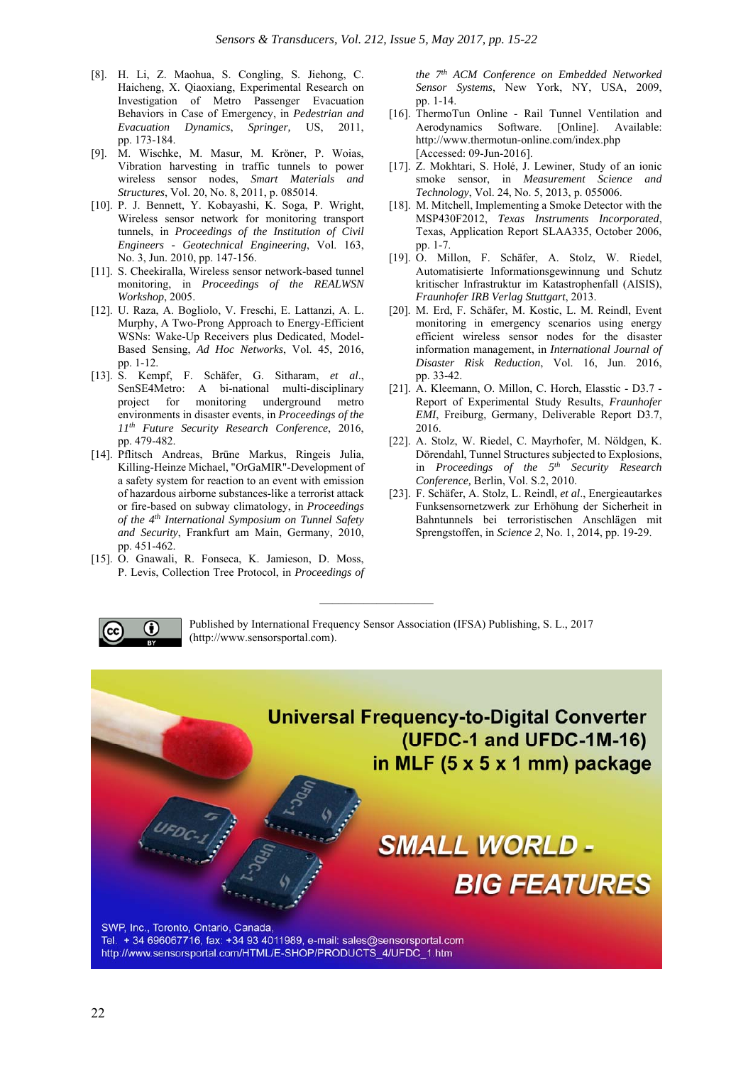[8]. H. Li, Z. Maohua, S. Congling, S. Jiehong, C. Haicheng, X. Qiaoxiang, Experimental Research on Investigation of Metro Passenger Evacuation Behaviors in Case of Emergency, in *Pedestrian and Evacuation Dynamics*, *Springer*, US, 2011, pp. 173-184.

[9]. M. Wischke, M. Masur, M. Kröner, P. Woias, Vibration harvesting in traffic tunnels to power wireless sensor nodes, *Smart Materials and Structures*, Vol. 20, No. 8, 2011, p. 085014.

[10]. P. J. Bennett, Y. Kobayashi, K. Soga, P. Wright, Wireless sensor network for monitoring transport tunnels, in *Proceedings of the Institution of Civil Engineers - Geotechnical Engineering*, Vol. 163, No. 3, Jun. 2010, pp. 147-156.

[11]. S. Cheekiralla, Wireless sensor network-based tunnel monitoring, in *Proceedings of the REALWSN Workshop*, 2005.

[12]. U. Raza, A. Bogliolo, V. Freschi, E. Lattanzi, A. L. Murphy, A Two-Prong Approach to Energy-Efficient WSNs: Wake-Up Receivers plus Dedicated, Model-Based Sensing, *Ad Hoc Networks*, Vol. 45, 2016, pp. 1-12.

[13]. S. Kempf, F. Schäfer, G. Sitharam, *et al.*, SenSE4Metro: A bi-national multi-disciplinary project for monitoring underground metro environments in disaster events, in *Proceedings of the 11th Future Security Research Conference*, 2016, pp. 479-482.

[14]. Pflitsch Andreas, Brüne Markus, Ringeis Julia, Killing-Heinze Michael, "OrGaMIR"-Development of a safety system for reaction to an event with emission of hazardous airborne substances-like a terrorist attack or fire-based on subway climatology, in *Proceedings of the 4th International Symposium on Tunnel Safety and Security*, Frankfurt am Main, Germany, 2010, pp. 451-462.

[15]. O. Gnawali, R. Fonseca, K. Jamieson, D. Moss, P. Levis, Collection Tree Protocol, in *Proceedings of the 7th ACM Conference on Embedded Networked Sensor Systems*, New York, NY, USA, 2009, pp. 1-14.

[16]. ThermoTun Online - Rail Tunnel Ventilation and Aerodynamics Software. [Online]. Available: http://www.thermotun-online.com/index.php [Accessed: 09-Jun-2016].

[17]. Z. Mokhtari, S. Holé, J. Lewiner, Study of an ionic smoke sensor, in *Measurement Science and Technology*, Vol. 24, No. 5, 2013, p. 055006.

[18]. M. Mitchell, Implementing a Smoke Detector with the MSP430F2012, *Texas Instruments Incorporated*, Texas, Application Report SLAA335, October 2006, pp. 1-7.

[19]. O. Millon, F. Schäfer, A. Stolz, W. Riedel, Automatisierte Informationsgewinnung und Schutz kritischer Infrastruktur im Katastrophenfall (AISIS), *Fraunhofer IRB Verlag Stuttgart*, 2013.

[20]. M. Erd, F. Schäfer, M. Kostic, L. M. Reindl, Event monitoring in emergency scenarios using energy efficient wireless sensor nodes for the disaster information management, in *International Journal of Disaster Risk Reduction*, Vol. 16, Jun. 2016, pp. 33-42.

[21]. A. Kleemann, O. Millon, C. Horch, Elasstic - D3.7 - Report of Experimental Study Results, *Fraunhofer EMI*, Freiburg, Germany, Deliverable Report D3.7, 2016.

[22]. A. Stolz, W. Riedel, C. Mayrhofer, M. Nöldgen, K. Dörendahl, Tunnel Structures subjected to Explosions, in *Proceedings of the 5th Security Research Conference*, Berlin, Vol. S.2, 2010.

[23]. F. Schäfer, A. Stolz, L. Reindl, *et al.*, Energieautarkes Funksensornetzwerk zur Erhöhung der Sicherheit in Bahntunnels bei terroristischen Anschlägen mit Sprengstoffen, in *Science 2*, No. 1, 2014, pp. 19-29.

---

Published by International Frequency Sensor Association (IFSA) Publishing, S. L., 2017 (http://www.sensorsportal.com).

**Universal Frequency-to-Digital Converter (UFDC-1 and UFDC-1M-16) in MLF (5 x 5 x 1 mm) package**

**SMALL WORLD - BIG FEATURES**

SWP, Inc., Toronto, Ontario, Canada,
Tel. + 34 696067716, fax: +34 93 4011989, e-mail: sales@sensorsportal.com
http://www.sensorsportal.com/HTML/E-SHOP/PRODUCTS_4/UFDC_1.htm